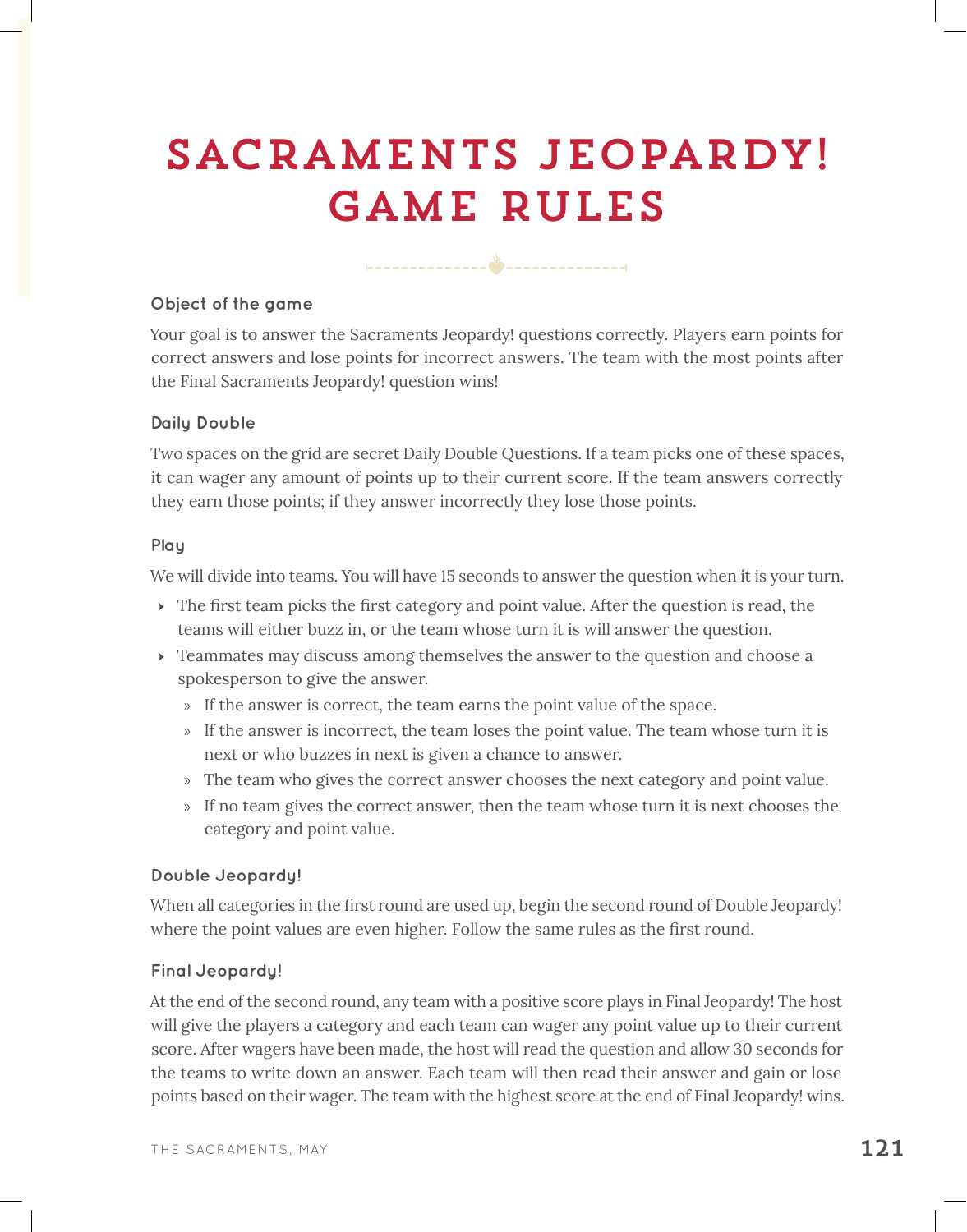# SACRAMENTS JEOPARDY! GAME RULES

### Object of the game

Your goal is to answer the Sacraments Jeopardy! questions correctly. Players earn points for correct answers and lose points for incorrect answers. The team with the most points after the Final Sacraments Jeopardy! question wins!

### Daily Double

Two spaces on the grid are secret Daily Double Questions. If a team picks one of these spaces, it can wager any amount of points up to their current score. If the team answers correctly they earn those points; if they answer incorrectly they lose those points.

### Play

We will divide into teams. You will have 15 seconds to answer the question when it is your turn.

- The first team picks the first category and point value. After the question is read, the teams will either buzz in, or the team whose turn it is will answer the question.
- Teammates may discuss among themselves the answer to the question and choose a spokesperson to give the answer.
  - If the answer is correct, the team earns the point value of the space.
  - If the answer is incorrect, the team loses the point value. The team whose turn it is next or who buzzes in next is given a chance to answer.
  - The team who gives the correct answer chooses the next category and point value.
  - If no team gives the correct answer, then the team whose turn it is next chooses the category and point value.

### Double Jeopardy!

When all categories in the first round are used up, begin the second round of Double Jeopardy! where the point values are even higher. Follow the same rules as the first round.

### Final Jeopardy!

At the end of the second round, any team with a positive score plays in Final Jeopardy! The host will give the players a category and each team can wager any point value up to their current score. After wagers have been made, the host will read the question and allow 30 seconds for the teams to write down an answer. Each team will then read their answer and gain or lose points based on their wager. The team with the highest score at the end of Final Jeopardy! wins.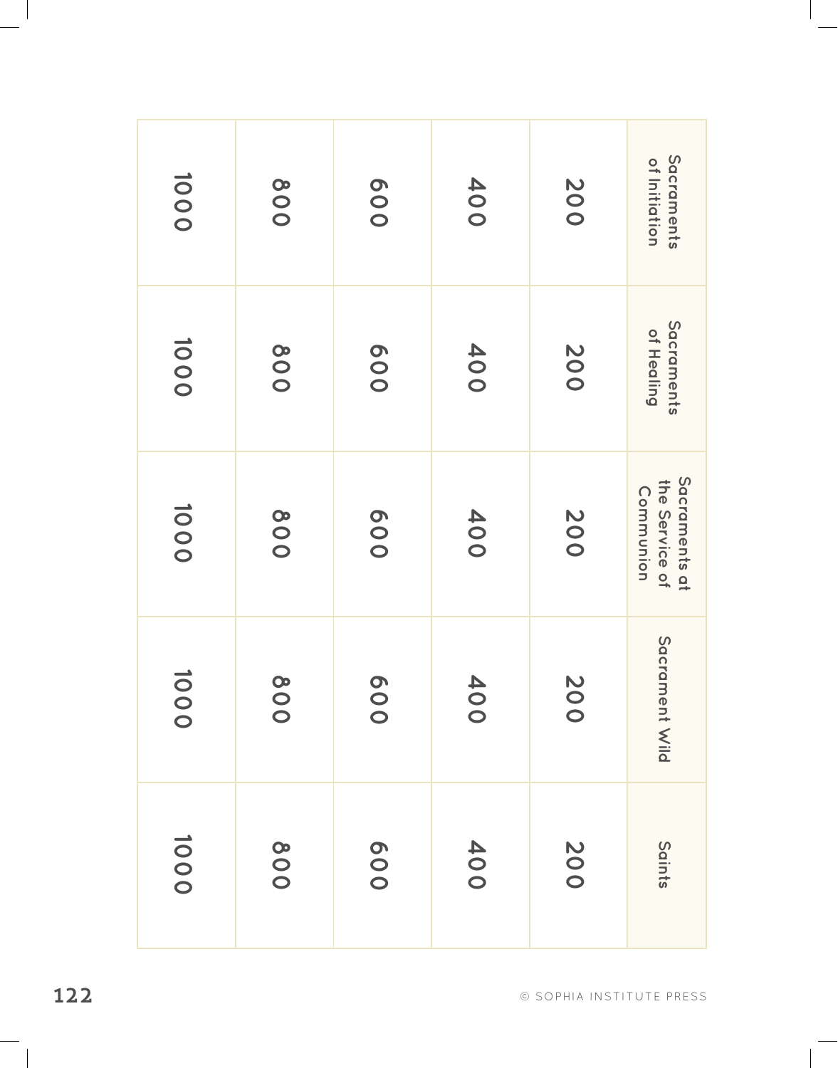| Sacraments of Initiation | Sacraments of Healing | Sacraments at the Service of Communion | Sacrament Wild | Saints |
|---|---|---|---|---|
| 200 | 200 | 200 | 200 | 200 |
| 400 | 400 | 400 | 400 | 400 |
| 600 | 600 | 600 | 600 | 600 |
| 800 | 800 | 800 | 800 | 800 |
| 1000 | 1000 | 1000 | 1000 | 1000 |

© SOPHIA INSTITUTE PRESS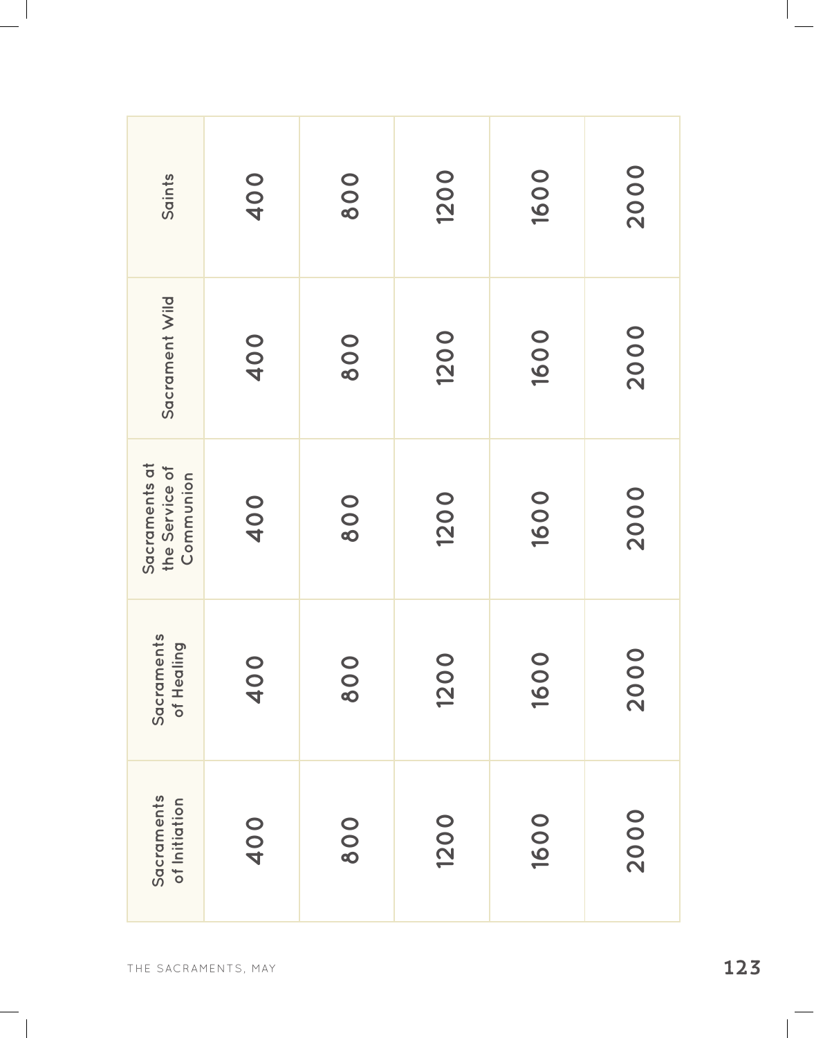| Sacraments of Initiation | Sacraments of Healing | Sacraments at the Service of Communion | Sacrament Wild | Saints |
|---|---|---|---|---|
| 400 | 400 | 400 | 400 | 400 |
| 800 | 800 | 800 | 800 | 800 |
| 1200 | 1200 | 1200 | 1200 | 1200 |
| 1600 | 1600 | 1600 | 1600 | 1600 |
| 2000 | 2000 | 2000 | 2000 | 2000 |